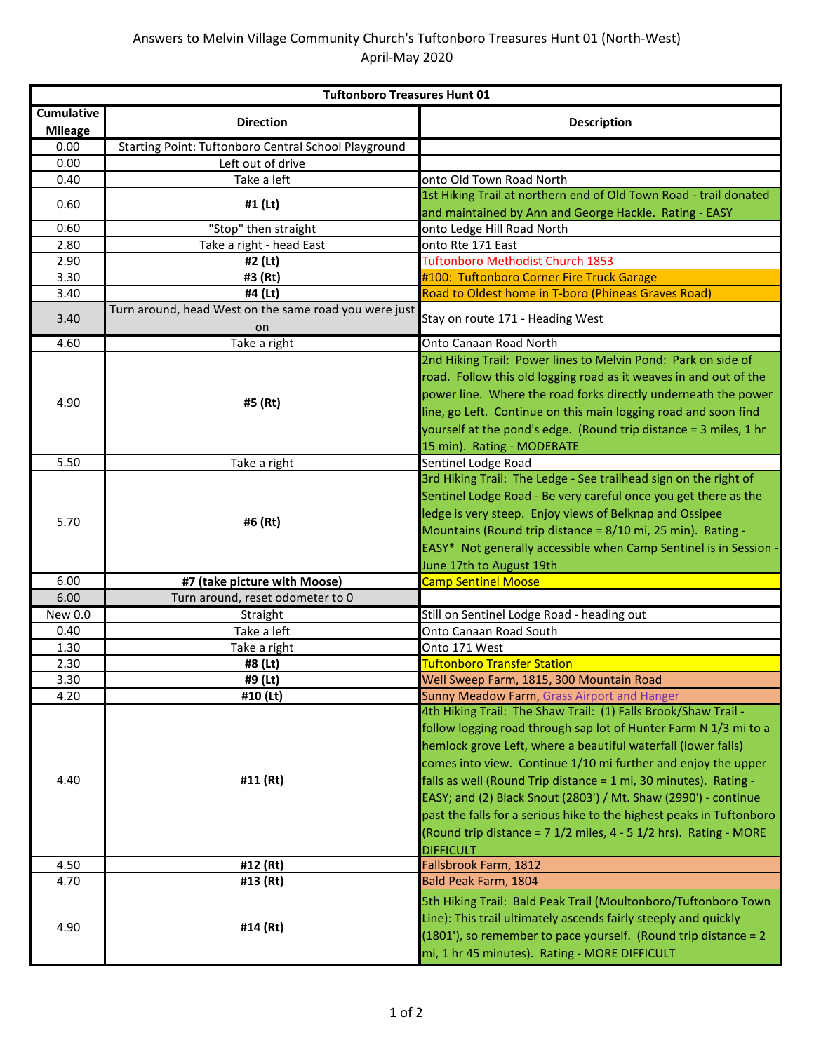Answers to Melvin Village Community Church's Tuftonboro Treasures Hunt 01 (North-West)
April-May 2020

| Tuftonboro Treasures Hunt 01 | | |
|---|---|---|
| **Cumulative Mileage** | **Direction** | **Description** |
| 0.00 | Starting Point: Tuftonboro Central School Playground | |
| 0.00 | Left out of drive | |
| 0.40 | Take a left | onto Old Town Road North |
| 0.60 | **#1 (Lt)** | 1st Hiking Trail at northern end of Old Town Road - trail donated and maintained by Ann and George Hackle. Rating - EASY |
| 0.60 | "Stop" then straight | onto Ledge Hill Road North |
| 2.80 | Take a right - head East | onto Rte 171 East |
| 2.90 | **#2 (Lt)** | Tuftonboro Methodist Church 1853 |
| 3.30 | **#3 (Rt)** | #100: Tuftonboro Corner Fire Truck Garage |
| 3.40 | **#4 (Lt)** | Road to Oldest home in T-boro (Phineas Graves Road) |
| 3.40 | Turn around, head West on the same road you were just on | Stay on route 171 - Heading West |
| 4.60 | Take a right | Onto Canaan Road North |
| 4.90 | **#5 (Rt)** | 2nd Hiking Trail: Power lines to Melvin Pond: Park on side of road. Follow this old logging road as it weaves in and out of the power line. Where the road forks directly underneath the power line, go Left. Continue on this main logging road and soon find yourself at the pond's edge. (Round trip distance = 3 miles, 1 hr 15 min). Rating - MODERATE |
| 5.50 | Take a right | Sentinel Lodge Road |
| 5.70 | **#6 (Rt)** | 3rd Hiking Trail: The Ledge - See trailhead sign on the right of Sentinel Lodge Road - Be very careful once you get there as the ledge is very steep. Enjoy views of Belknap and Ossipee Mountains (Round trip distance = 8/10 mi, 25 min). Rating - EASY* Not generally accessible when Camp Sentinel is in Session - June 17th to August 19th |
| 6.00 | **#7 (take picture with Moose)** | Camp Sentinel Moose |
| 6.00 | Turn around, reset odometer to 0 | |
| New 0.0 | Straight | Still on Sentinel Lodge Road - heading out |
| 0.40 | Take a left | Onto Canaan Road South |
| 1.30 | Take a right | Onto 171 West |
| 2.30 | **#8 (Lt)** | Tuftonboro Transfer Station |
| 3.30 | **#9 (Lt)** | Well Sweep Farm, 1815, 300 Mountain Road |
| 4.20 | **#10 (Lt)** | Sunny Meadow Farm, Grass Airport and Hanger |
| 4.40 | **#11 (Rt)** | 4th Hiking Trail: The Shaw Trail: (1) Falls Brook/Shaw Trail - follow logging road through sap lot of Hunter Farm N 1/3 mi to a hemlock grove Left, where a beautiful waterfall (lower falls) comes into view. Continue 1/10 mi further and enjoy the upper falls as well (Round Trip distance = 1 mi, 30 minutes). Rating - EASY; and (2) Black Snout (2803') / Mt. Shaw (2990') - continue past the falls for a serious hike to the highest peaks in Tuftonboro (Round trip distance = 7 1/2 miles, 4 - 5 1/2 hrs). Rating - MORE DIFFICULT |
| 4.50 | **#12 (Rt)** | Fallsbrook Farm, 1812 |
| 4.70 | **#13 (Rt)** | Bald Peak Farm, 1804 |
| 4.90 | **#14 (Rt)** | 5th Hiking Trail: Bald Peak Trail (Moultonboro/Tuftonboro Town Line): This trail ultimately ascends fairly steeply and quickly (1801'), so remember to pace yourself. (Round trip distance = 2 mi, 1 hr 45 minutes). Rating - MORE DIFFICULT |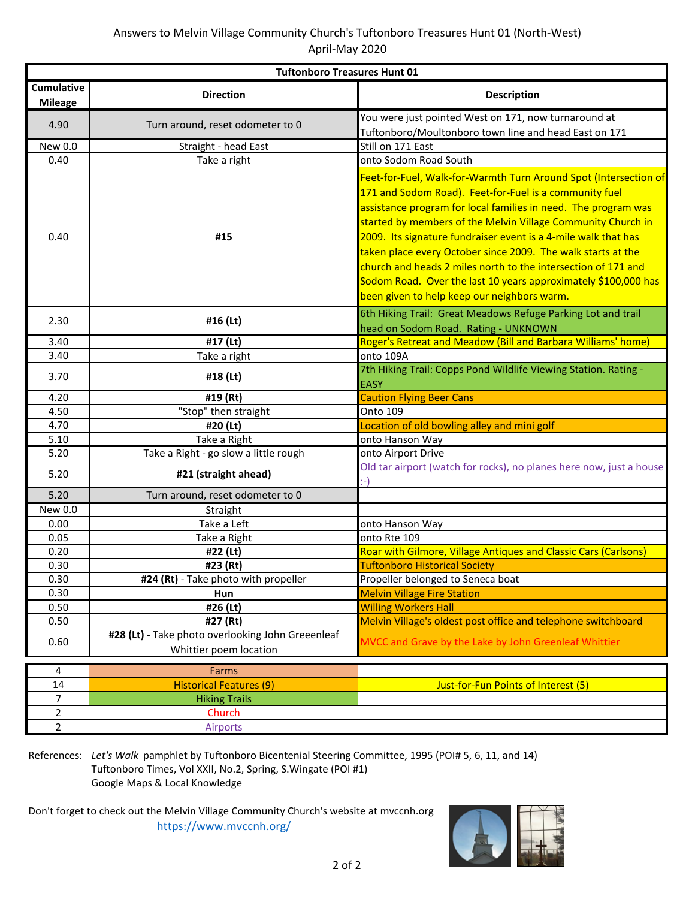Answers to Melvin Village Community Church's Tuftonboro Treasures Hunt 01 (North-West)
April-May 2020

**Tuftonboro Treasures Hunt 01**

| Cumulative Mileage | Direction | Description |
|---|---|---|
| 4.90 | Turn around, reset odometer to 0 | You were just pointed West on 171, now turnaround at Tuftonboro/Moultonboro town line and head East on 171 |
| New 0.0 | Straight - head East | Still on 171 East |
| 0.40 | Take a right | onto Sodom Road South |
| 0.40 | **#15** | Feet-for-Fuel, Walk-for-Warmth Turn Around Spot (Intersection of 171 and Sodom Road). Feet-for-Fuel is a community fuel assistance program for local families in need. The program was started by members of the Melvin Village Community Church in 2009. Its signature fundraiser event is a 4-mile walk that has taken place every October since 2009. The walk starts at the church and heads 2 miles north to the intersection of 171 and Sodom Road. Over the last 10 years approximately $100,000 has been given to help keep our neighbors warm. |
| 2.30 | **#16 (Lt)** | 6th Hiking Trail: Great Meadows Refuge Parking Lot and trail head on Sodom Road. Rating - UNKNOWN |
| 3.40 | **#17 (Lt)** | Roger's Retreat and Meadow (Bill and Barbara Williams' home) |
| 3.40 | Take a right | onto 109A |
| 3.70 | **#18 (Lt)** | 7th Hiking Trail: Copps Pond Wildlife Viewing Station. Rating - EASY |
| 4.20 | **#19 (Rt)** | Caution Flying Beer Cans |
| 4.50 | "Stop" then straight | Onto 109 |
| 4.70 | **#20 (Lt)** | Location of old bowling alley and mini golf |
| 5.10 | Take a Right | onto Hanson Way |
| 5.20 | Take a Right - go slow a little rough | onto Airport Drive |
| 5.20 | **#21 (straight ahead)** | Old tar airport (watch for rocks), no planes here now, just a house :-) |
| 5.20 | Turn around, reset odometer to 0 | |
| New 0.0 | Straight | |
| 0.00 | Take a Left | onto Hanson Way |
| 0.05 | Take a Right | onto Rte 109 |
| 0.20 | **#22 (Lt)** | Roar with Gilmore, Village Antiques and Classic Cars (Carlsons) |
| 0.30 | **#23 (Rt)** | Tuftonboro Historical Society |
| 0.30 | **#24 (Rt)** - Take photo with propeller | Propeller belonged to Seneca boat |
| 0.30 | **Hun** | Melvin Village Fire Station |
| 0.50 | **#26 (Lt)** | Willing Workers Hall |
| 0.50 | **#27 (Rt)** | Melvin Village's oldest post office and telephone switchboard |
| 0.60 | **#28 (Lt) -** Take photo overlooking John Greeenleaf Whittier poem location | MVCC and Grave by the Lake by John Greenleaf Whittier |

| | | |
|---|---|---|
| 4 | Farms | |
| 14 | Historical Features (9) | Just-for-Fun Points of Interest (5) |
| 7 | Hiking Trails | |
| 2 | Church | |
| 2 | Airports | |

References: *Let's Walk* pamphlet by Tuftonboro Bicentenial Steering Committee, 1995 (POI# 5, 6, 11, and 14)
Tuftonboro Times, Vol XXII, No.2, Spring, S.Wingate (POI #1)
Google Maps & Local Knowledge

Don't forget to check out the Melvin Village Community Church's website at mvccnh.org
https://www.mvccnh.org/